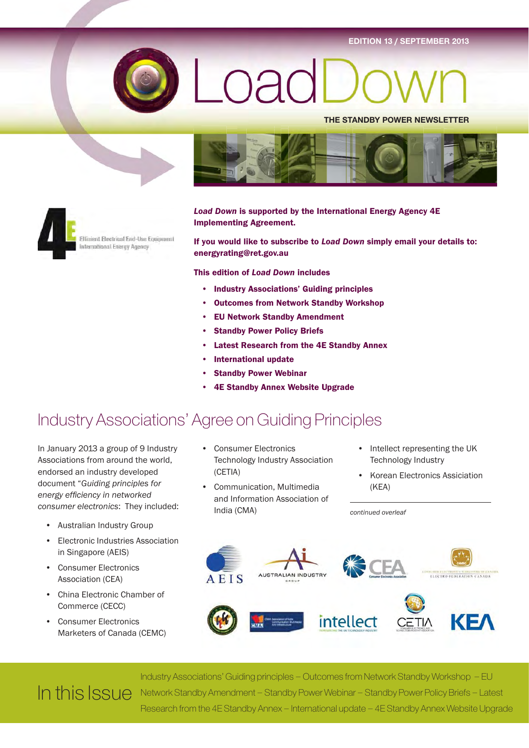EDITION 13 / SEPTEMBER 2013

# LoadDown

THE STANDBY POWER NEWSLETTER

Efficient Electrical End-Use Equipment
International Energy Agency

***Load Down* is supported by the International Energy Agency 4E Implementing Agreement.**

**If you would like to subscribe to *Load Down* simply email your details to: energyrating@ret.gov.au**

**This edition of *Load Down* includes**

- **Industry Associations' Guiding principles**
- **Outcomes from Network Standby Workshop**
- **EU Network Standby Amendment**
- **Standby Power Policy Briefs**
- **Latest Research from the 4E Standby Annex**
- **International update**
- **Standby Power Webinar**
- **4E Standby Annex Website Upgrade**

## Industry Associations' Agree on Guiding Principles

In January 2013 a group of 9 Industry Associations from around the world, endorsed an industry developed document "*Guiding principles for energy efficiency in networked consumer electronics*: They included:

- Australian Industry Group
- Electronic Industries Association in Singapore (AEIS)
- Consumer Electronics Association (CEA)
- China Electronic Chamber of Commerce (CECC)
- Consumer Electronics Marketers of Canada (CEMC)
- Consumer Electronics Technology Industry Association (CETIA)
- Communication, Multimedia and Information Association of India (CMA)
- Intellect representing the UK Technology Industry
- Korean Electronics Assiciation (KEA)

*continued overleaf*

## In this Issue

Industry Associations' Guiding principles – Outcomes from Network Standby Workshop – EU Network Standby Amendment – Standby Power Webinar – Standby Power Policy Briefs – Latest Research from the 4E Standby Annex – International update – 4E Standby Annex Website Upgrade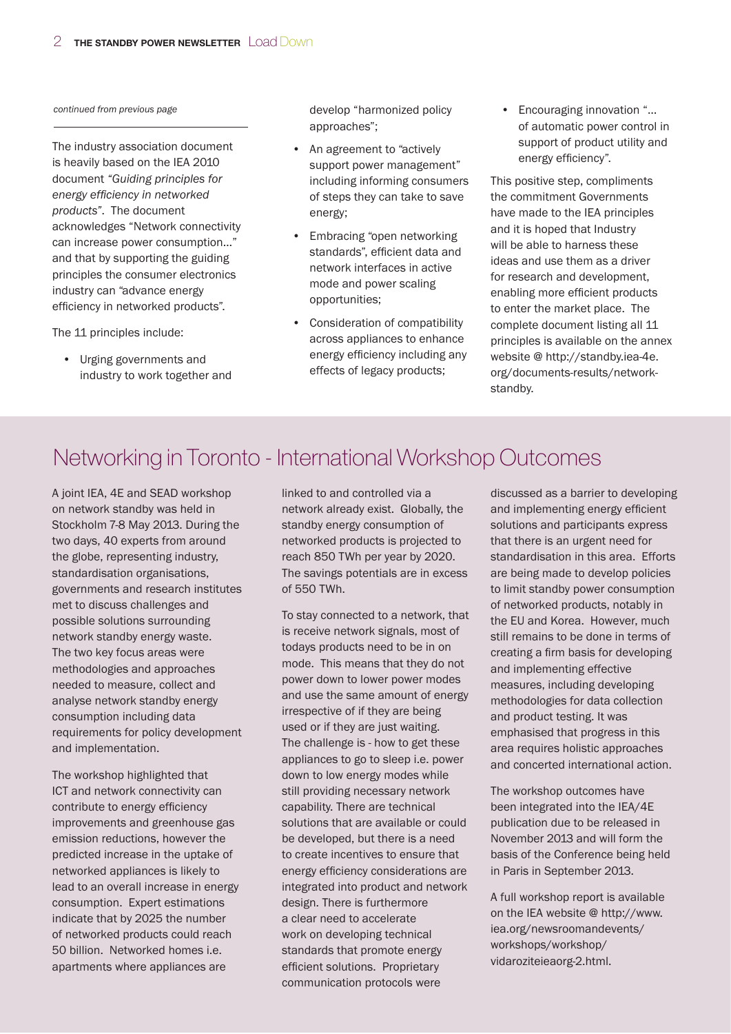*continued from previous page*

The industry association document is heavily based on the IEA 2010 document *"Guiding principles for energy efficiency in networked products"*. The document acknowledges "Network connectivity can increase power consumption..." and that by supporting the guiding principles the consumer electronics industry can "advance energy efficiency in networked products".

The 11 principles include:

- Urging governments and industry to work together and develop "harmonized policy approaches";
- An agreement to "actively support power management" including informing consumers of steps they can take to save energy;
- Embracing "open networking standards", efficient data and network interfaces in active mode and power scaling opportunities;
- Consideration of compatibility across appliances to enhance energy efficiency including any effects of legacy products;
- Encouraging innovation "... of automatic power control in support of product utility and energy efficiency".

This positive step, compliments the commitment Governments have made to the IEA principles and it is hoped that Industry will be able to harness these ideas and use them as a driver for research and development, enabling more efficient products to enter the market place. The complete document listing all 11 principles is available on the annex website @ http://standby.iea-4e.org/documents-results/network-standby.

## Networking in Toronto - International Workshop Outcomes

A joint IEA, 4E and SEAD workshop on network standby was held in Stockholm 7-8 May 2013. During the two days, 40 experts from around the globe, representing industry, standardisation organisations, governments and research institutes met to discuss challenges and possible solutions surrounding network standby energy waste. The two key focus areas were methodologies and approaches needed to measure, collect and analyse network standby energy consumption including data requirements for policy development and implementation.

The workshop highlighted that ICT and network connectivity can contribute to energy efficiency improvements and greenhouse gas emission reductions, however the predicted increase in the uptake of networked appliances is likely to lead to an overall increase in energy consumption. Expert estimations indicate that by 2025 the number of networked products could reach 50 billion. Networked homes i.e. apartments where appliances are linked to and controlled via a network already exist. Globally, the standby energy consumption of networked products is projected to reach 850 TWh per year by 2020. The savings potentials are in excess of 550 TWh.

To stay connected to a network, that is receive network signals, most of todays products need to be in on mode. This means that they do not power down to lower power modes and use the same amount of energy irrespective of if they are being used or if they are just waiting. The challenge is - how to get these appliances to go to sleep i.e. power down to low energy modes while still providing necessary network capability. There are technical solutions that are available or could be developed, but there is a need to create incentives to ensure that energy efficiency considerations are integrated into product and network design. There is furthermore a clear need to accelerate work on developing technical standards that promote energy efficient solutions. Proprietary communication protocols were discussed as a barrier to developing and implementing energy efficient solutions and participants express that there is an urgent need for standardisation in this area. Efforts are being made to develop policies to limit standby power consumption of networked products, notably in the EU and Korea. However, much still remains to be done in terms of creating a firm basis for developing and implementing effective measures, including developing methodologies for data collection and product testing. It was emphasised that progress in this area requires holistic approaches and concerted international action.

The workshop outcomes have been integrated into the IEA/4E publication due to be released in November 2013 and will form the basis of the Conference being held in Paris in September 2013.

A full workshop report is available on the IEA website @ http://www.iea.org/newsroomandevents/workshops/workshop/vidaroziteieaorg-2.html.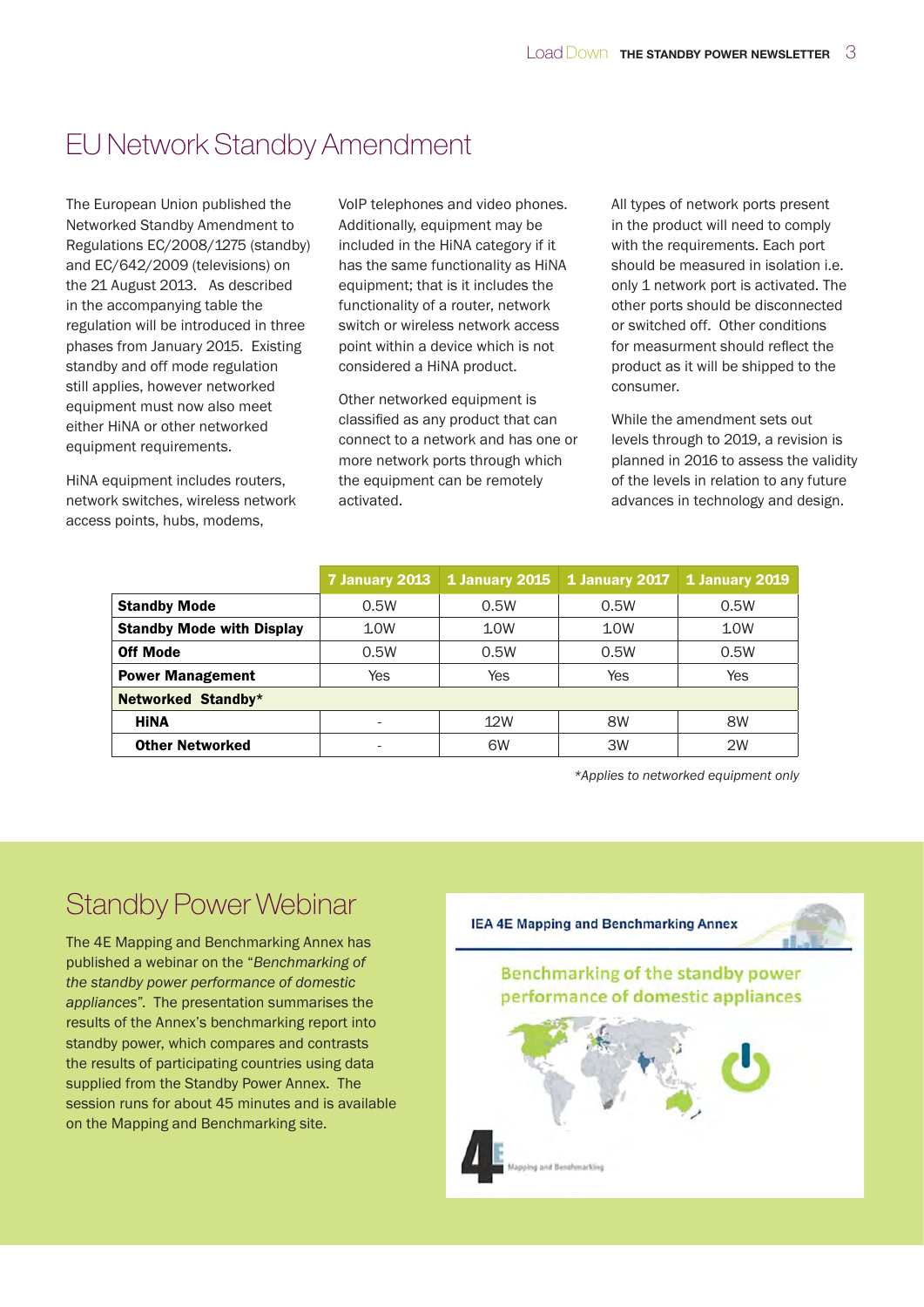# EU Network Standby Amendment

The European Union published the Networked Standby Amendment to Regulations EC/2008/1275 (standby) and EC/642/2009 (televisions) on the 21 August 2013. As described in the accompanying table the regulation will be introduced in three phases from January 2015. Existing standby and off mode regulation still applies, however networked equipment must now also meet either HiNA or other networked equipment requirements.

HiNA equipment includes routers, network switches, wireless network access points, hubs, modems, VoIP telephones and video phones. Additionally, equipment may be included in the HiNA category if it has the same functionality as HiNA equipment; that is it includes the functionality of a router, network switch or wireless network access point within a device which is not considered a HiNA product.

Other networked equipment is classified as any product that can connect to a network and has one or more network ports through which the equipment can be remotely activated.

All types of network ports present in the product will need to comply with the requirements. Each port should be measured in isolation i.e. only 1 network port is activated. The other ports should be disconnected or switched off. Other conditions for measurment should reflect the product as it will be shipped to the consumer.

While the amendment sets out levels through to 2019, a revision is planned in 2016 to assess the validity of the levels in relation to any future advances in technology and design.

| | 7 January 2013 | 1 January 2015 | 1 January 2017 | 1 January 2019 |
|---|---|---|---|---|
| **Standby Mode** | 0.5W | 0.5W | 0.5W | 0.5W |
| **Standby Mode with Display** | 1.0W | 1.0W | 1.0W | 1.0W |
| **Off Mode** | 0.5W | 0.5W | 0.5W | 0.5W |
| **Power Management** | Yes | Yes | Yes | Yes |
| **Networked Standby*** | | | | |
| **HiNA** | - | 12W | 8W | 8W |
| **Other Networked** | - | 6W | 3W | 2W |

*\*Applies to networked equipment only*

# Standby Power Webinar

The 4E Mapping and Benchmarking Annex has published a webinar on the "*Benchmarking of the standby power performance of domestic appliances*". The presentation summarises the results of the Annex's benchmarking report into standby power, which compares and contrasts the results of participating countries using data supplied from the Standby Power Annex. The session runs for about 45 minutes and is available on the Mapping and Benchmarking site.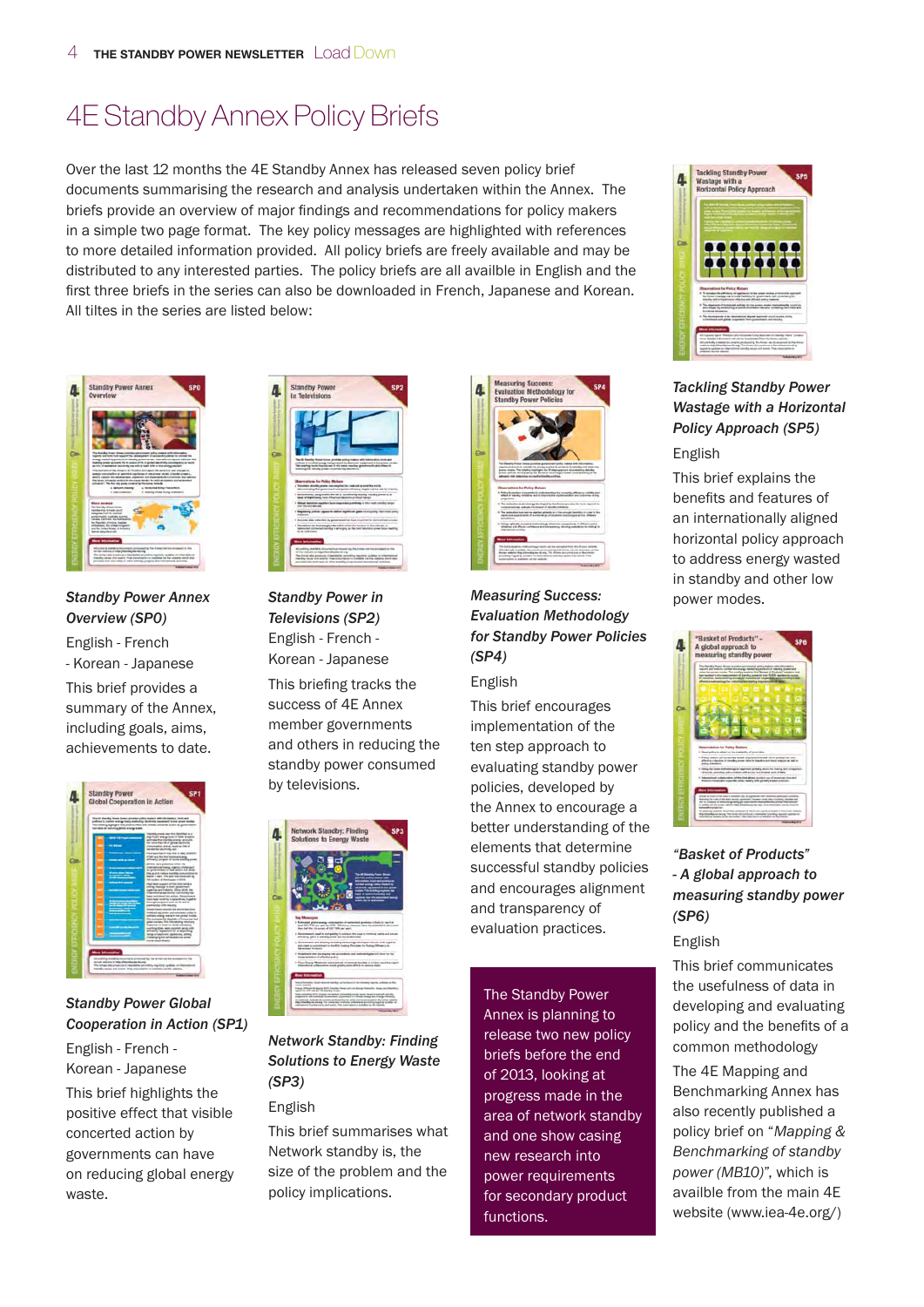# 4E Standby Annex Policy Briefs

Over the last 12 months the 4E Standby Annex has released seven policy brief documents summarising the research and analysis undertaken within the Annex. The briefs provide an overview of major findings and recommendations for policy makers in a simple two page format. The key policy messages are highlighted with references to more detailed information provided. All policy briefs are freely available and may be distributed to any interested parties. The policy briefs are all availble in English and the first three briefs in the series can also be downloaded in French, Japanese and Korean. All tiltes in the series are listed below:

***Standby Power Annex Overview (SP0)***

English - French - Korean - Japanese

This brief provides a summary of the Annex, including goals, aims, achievements to date.

***Standby Power Global Cooperation in Action (SP1)***

English - French - Korean - Japanese

This brief highlights the positive effect that visible concerted action by governments can have on reducing global energy waste.

***Standby Power in Televisions (SP2)***

English - French - Korean - Japanese

This briefing tracks the success of 4E Annex member governments and others in reducing the standby power consumed by televisions.

***Network Standby: Finding Solutions to Energy Waste (SP3)***

English

This brief summarises what Network standby is, the size of the problem and the policy implications.

***Measuring Success: Evaluation Methodology for Standby Power Policies (SP4)***

English

This brief encourages implementation of the ten step approach to evaluating standby power policies, developed by the Annex to encourage a better understanding of the elements that determine successful standby policies and encourages alignment and transparency of evaluation practices.

The Standby Power Annex is planning to release two new policy briefs before the end of 2013, looking at progress made in the area of network standby and one show casing new research into power requirements for secondary product functions.

***Tackling Standby Power Wastage with a Horizontal Policy Approach (SP5)***

English

This brief explains the benefits and features of an internationally aligned horizontal policy approach to address energy wasted in standby and other low power modes.

***"Basket of Products" - A global approach to measuring standby power (SP6)***

English

This brief communicates the usefulness of data in developing and evaluating policy and the benefits of a common methodology

The 4E Mapping and Benchmarking Annex has also recently published a policy brief on "*Mapping & Benchmarking of standby power (MB10)*", which is availble from the main 4E website (www.iea-4e.org/)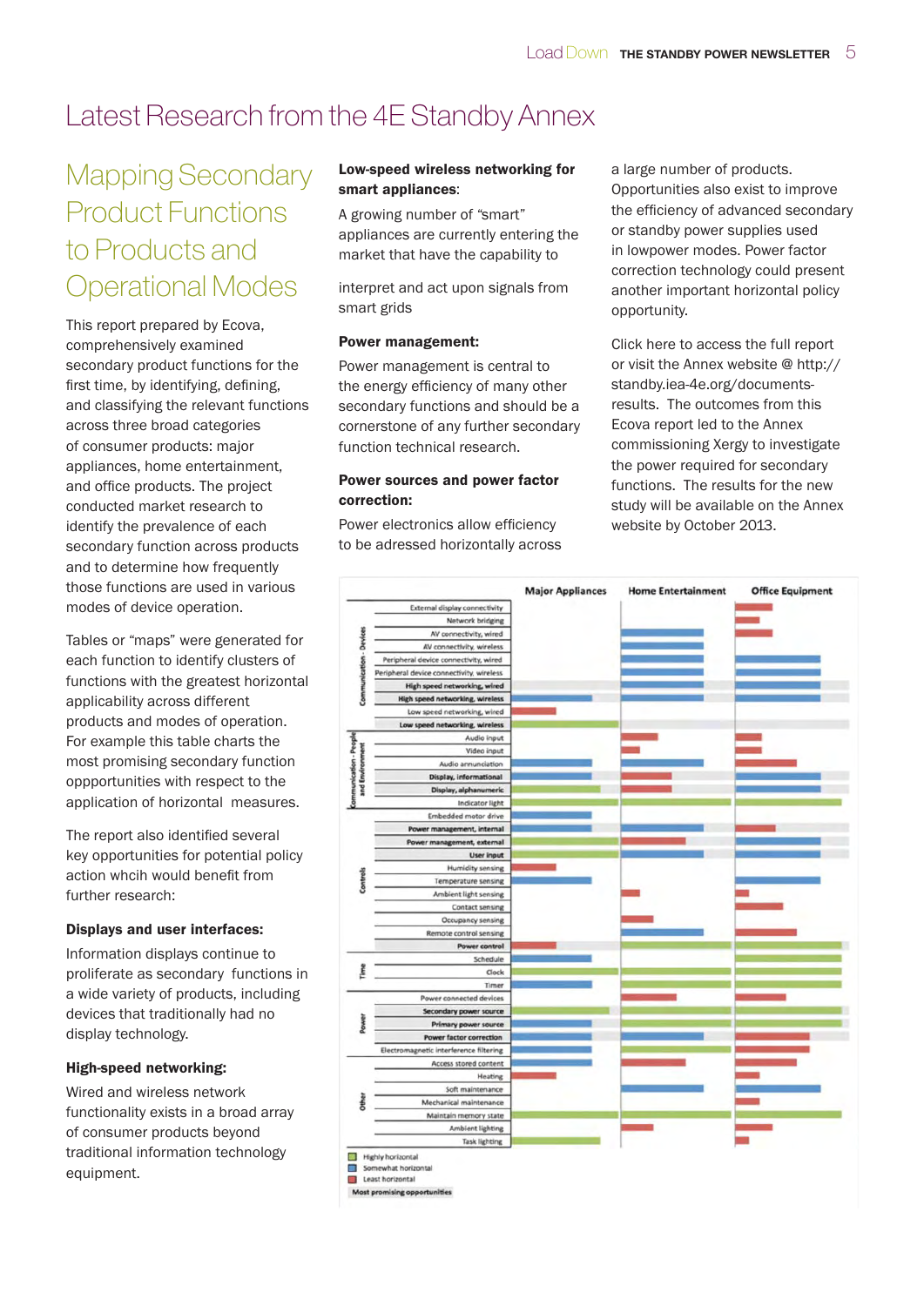# Latest Research from the 4E Standby Annex

## Mapping Secondary Product Functions to Products and Operational Modes

This report prepared by Ecova, comprehensively examined secondary product functions for the first time, by identifying, defining, and classifying the relevant functions across three broad categories of consumer products: major appliances, home entertainment, and office products. The project conducted market research to identify the prevalence of each secondary function across products and to determine how frequently those functions are used in various modes of device operation.

Tables or "maps" were generated for each function to identify clusters of functions with the greatest horizontal applicability across different products and modes of operation. For example this table charts the most promising secondary function oppportunities with respect to the application of horizontal measures.

The report also identified several key opportunities for potential policy action whcih would benefit from further research:

**Displays and user interfaces:**

Information displays continue to proliferate as secondary functions in a wide variety of products, including devices that traditionally had no display technology.

**High-speed networking:**

Wired and wireless network functionality exists in a broad array of consumer products beyond traditional information technology equipment.

**Low-speed wireless networking for smart appliances**:

A growing number of "smart" appliances are currently entering the market that have the capability to interpret and act upon signals from smart grids

**Power management:**

Power management is central to the energy efficiency of many other secondary functions and should be a cornerstone of any further secondary function technical research.

**Power sources and power factor correction:**

Power electronics allow efficiency to be adressed horizontally across a large number of products. Opportunities also exist to improve the efficiency of advanced secondary or standby power supplies used in lowpower modes. Power factor correction technology could present another important horizontal policy opportunity.

Click here to access the full report or visit the Annex website @ http://standby.iea-4e.org/documents-results. The outcomes from this Ecova report led to the Annex commissioning Xergy to investigate the power required for secondary functions. The results for the new study will be available on the Annex website by October 2013.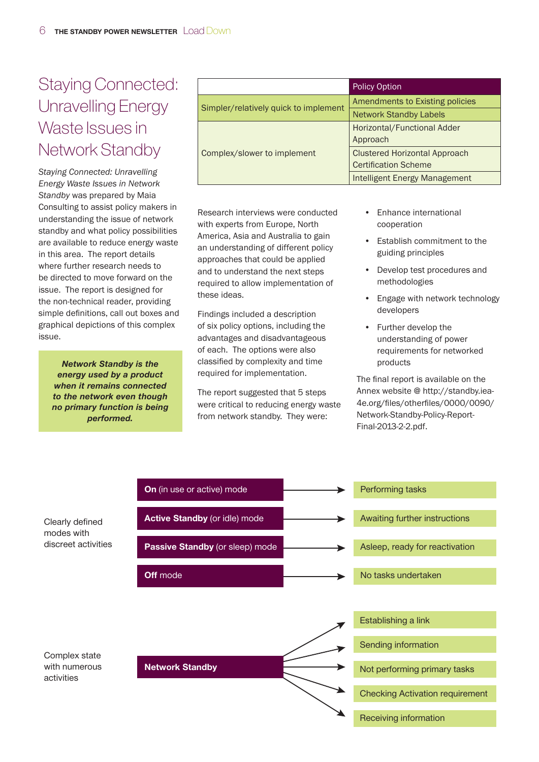# Staying Connected: Unravelling Energy Waste Issues in Network Standby

*Staying Connected: Unravelling Energy Waste Issues in Network Standby* was prepared by Maia Consulting to assist policy makers in understanding the issue of network standby and what policy possibilities are available to reduce energy waste in this area. The report details where further research needs to be directed to move forward on the issue. The report is designed for the non-technical reader, providing simple definitions, call out boxes and graphical depictions of this complex issue.

***Network Standby is the energy used by a product when it remains connected to the network even though no primary function is being performed.***

| | Policy Option |
|---|---|
| Simpler/relatively quick to implement | Amendments to Existing policies |
| | Network Standby Labels |
| Complex/slower to implement | Horizontal/Functional Adder Approach |
| | Clustered Horizontal Approach Certification Scheme |
| | Intelligent Energy Management |

Research interviews were conducted with experts from Europe, North America, Asia and Australia to gain an understanding of different policy approaches that could be applied and to understand the next steps required to allow implementation of these ideas.

Findings included a description of six policy options, including the advantages and disadvantageous of each. The options were also classified by complexity and time required for implementation.

The report suggested that 5 steps were critical to reducing energy waste from network standby. They were:

- Enhance international cooperation
- Establish commitment to the guiding principles
- Develop test procedures and methodologies
- Engage with network technology developers
- Further develop the understanding of power requirements for networked products

The final report is available on the Annex website @ http://standby.iea-4e.org/files/otherfiles/0000/0090/Network-Standby-Policy-Report-Final-2013-2-2.pdf.

Clearly defined modes with discreet activities

- **On** (in use or active) mode → Performing tasks
- **Active Standby** (or idle) mode → Awaiting further instructions
- **Passive Standby** (or sleep) mode → Asleep, ready for reactivation
- **Off** mode → No tasks undertaken

Complex state with numerous activities

- **Network Standby** →
  - Establishing a link
  - Sending information
  - Not performing primary tasks
  - Checking Activation requirement
  - Receiving information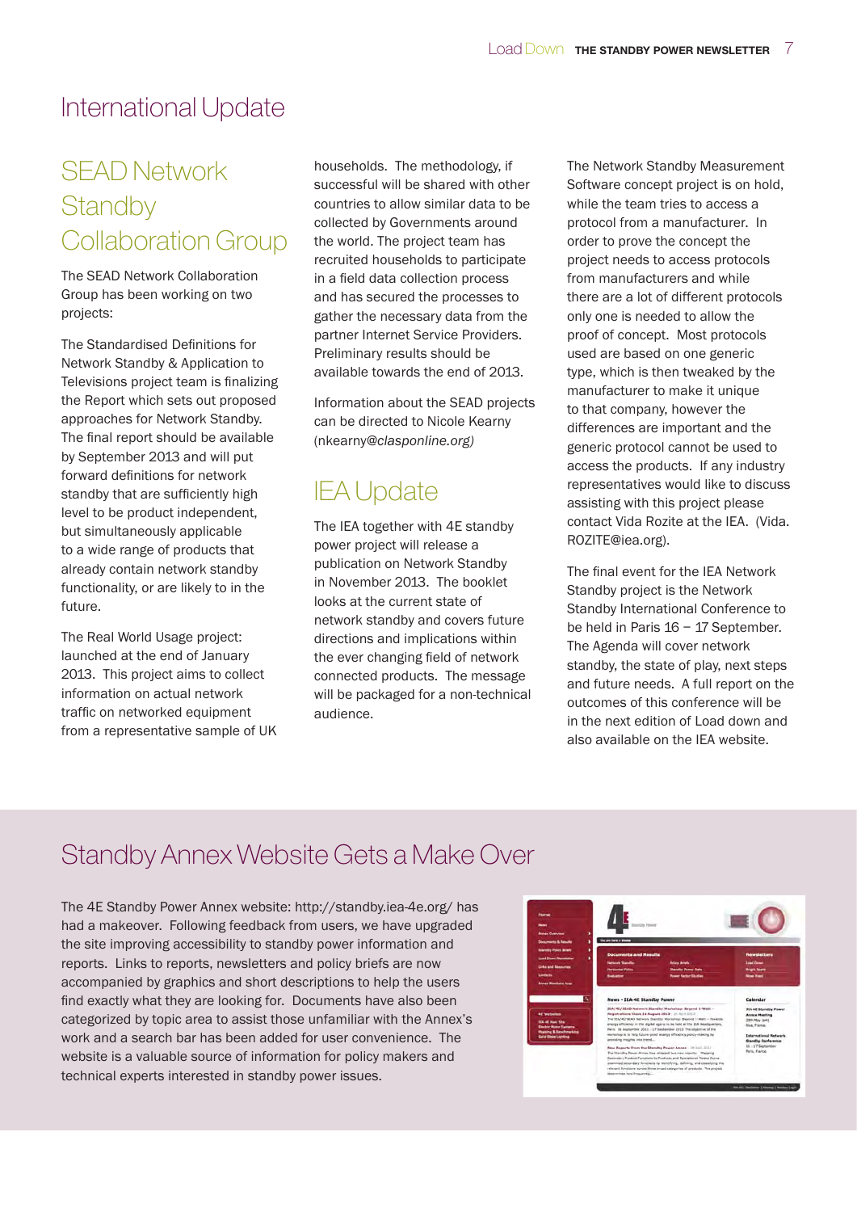# International Update

## SEAD Network Standby Collaboration Group

The SEAD Network Collaboration Group has been working on two projects:

The Standardised Definitions for Network Standby & Application to Televisions project team is finalizing the Report which sets out proposed approaches for Network Standby. The final report should be available by September 2013 and will put forward definitions for network standby that are sufficiently high level to be product independent, but simultaneously applicable to a wide range of products that already contain network standby functionality, or are likely to in the future.

The Real World Usage project: launched at the end of January 2013. This project aims to collect information on actual network traffic on networked equipment from a representative sample of UK households. The methodology, if successful will be shared with other countries to allow similar data to be collected by Governments around the world. The project team has recruited households to participate in a field data collection process and has secured the processes to gather the necessary data from the partner Internet Service Providers. Preliminary results should be available towards the end of 2013.

Information about the SEAD projects can be directed to Nicole Kearny (nkearny@*clasponline.org)*

## IEA Update

The IEA together with 4E standby power project will release a publication on Network Standby in November 2013. The booklet looks at the current state of network standby and covers future directions and implications within the ever changing field of network connected products. The message will be packaged for a non-technical audience.

The Network Standby Measurement Software concept project is on hold, while the team tries to access a protocol from a manufacturer. In order to prove the concept the project needs to access protocols from manufacturers and while there are a lot of different protocols only one is needed to allow the proof of concept. Most protocols used are based on one generic type, which is then tweaked by the manufacturer to make it unique to that company, however the differences are important and the generic protocol cannot be used to access the products. If any industry representatives would like to discuss assisting with this project please contact Vida Rozite at the IEA. (Vida.ROZITE@iea.org).

The final event for the IEA Network Standby project is the Network Standby International Conference to be held in Paris 16 – 17 September. The Agenda will cover network standby, the state of play, next steps and future needs. A full report on the outcomes of this conference will be in the next edition of Load down and also available on the IEA website.

# Standby Annex Website Gets a Make Over

The 4E Standby Power Annex website: http://standby.iea-4e.org/ has had a makeover. Following feedback from users, we have upgraded the site improving accessibility to standby power information and reports. Links to reports, newsletters and policy briefs are now accompanied by graphics and short descriptions to help the users find exactly what they are looking for. Documents have also been categorized by topic area to assist those unfamiliar with the Annex's work and a search bar has been added for user convenience. The website is a valuable source of information for policy makers and technical experts interested in standby power issues.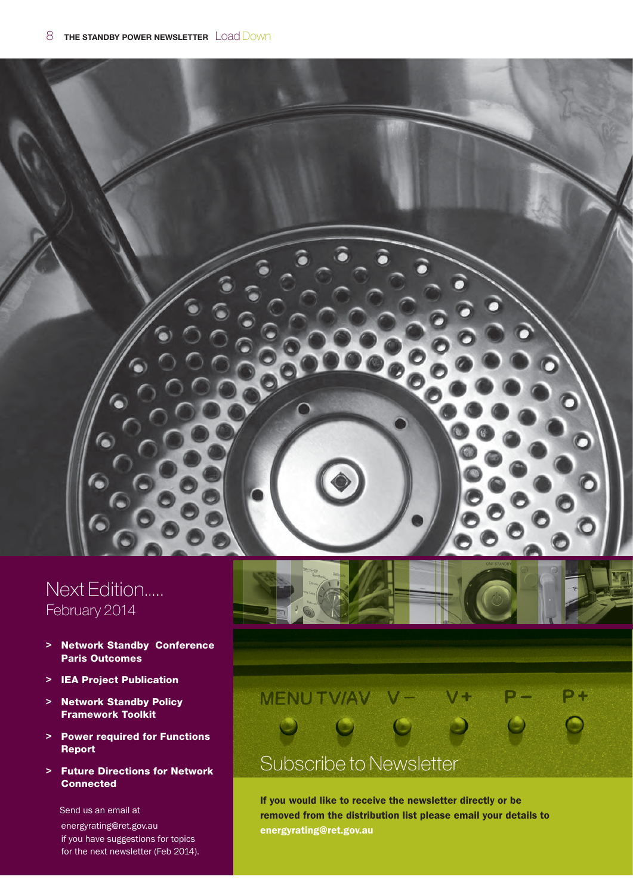## Next Edition.....

February 2014

- **Network Standby Conference Paris Outcomes**
- **IEA Project Publication**
- **Network Standby Policy Framework Toolkit**
- **Power required for Functions Report**
- **Future Directions for Network Connected**

Send us an email at energyrating@ret.gov.au if you have suggestions for topics for the next newsletter (Feb 2014).

## Subscribe to Newsletter

**If you would like to receive the newsletter directly or be removed from the distribution list please email your details to energyrating@ret.gov.au**